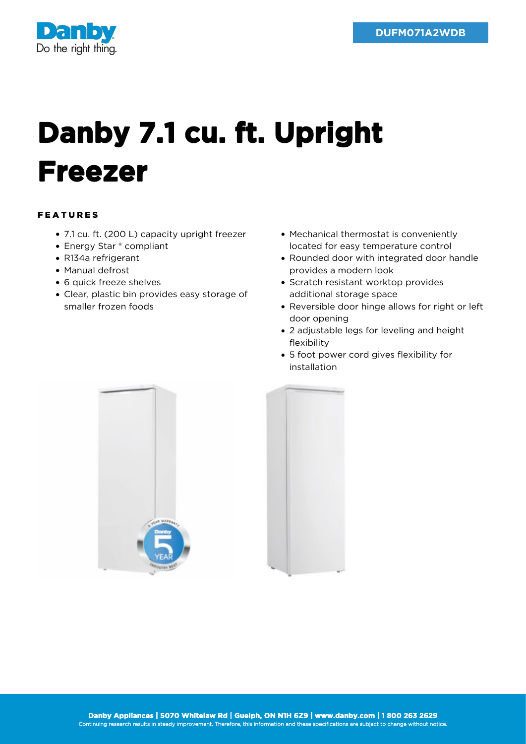DUFM071A2WDB

# Danby 7.1 cu. ft. Upright Freezer

### FEATURES

- 7.1 cu. ft. (200 L) capacity upright freezer
- Energy Star ® compliant
- R134a refrigerant
- Manual defrost
- 6 quick freeze shelves
- Clear, plastic bin provides easy storage of smaller frozen foods
- Mechanical thermostat is conveniently located for easy temperature control
- Rounded door with integrated door handle provides a modern look
- Scratch resistant worktop provides additional storage space
- Reversible door hinge allows for right or left door opening
- 2 adjustable legs for leveling and height flexibility
- 5 foot power cord gives flexibility for installation

**Danby Appliances | 5070 Whitelaw Rd | Guelph, ON N1H 6Z9 | www.danby.com | 1 800 263 2629**
Continuing research results in steady improvement. Therefore, this information and these specifications are subject to change without notice.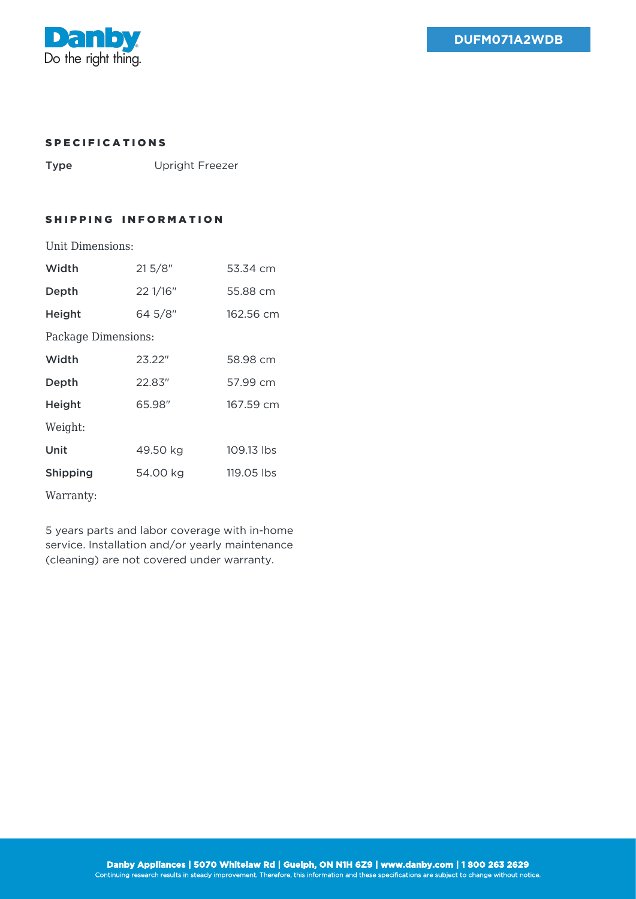Danby
Do the right thing.

DUFM071A2WDB

## SPECIFICATIONS

| | |
|---|---|
| **Type** | Upright Freezer |

## SHIPPING INFORMATION

Unit Dimensions:

| | | |
|---|---|---|
| **Width** | 21 5/8" | 53.34 cm |
| **Depth** | 22 1/16" | 55.88 cm |
| **Height** | 64 5/8" | 162.56 cm |

Package Dimensions:

| | | |
|---|---|---|
| **Width** | 23.22" | 58.98 cm |
| **Depth** | 22.83" | 57.99 cm |
| **Height** | 65.98" | 167.59 cm |

Weight:

| | | |
|---|---|---|
| **Unit** | 49.50 kg | 109.13 lbs |
| **Shipping** | 54.00 kg | 119.05 lbs |

Warranty:

5 years parts and labor coverage with in-home service. Installation and/or yearly maintenance (cleaning) are not covered under warranty.

**Danby Appliances | 5070 Whitelaw Rd | Guelph, ON N1H 6Z9 | www.danby.com | 1 800 263 2629**
Continuing research results in steady improvement. Therefore, this information and these specifications are subject to change without notice.